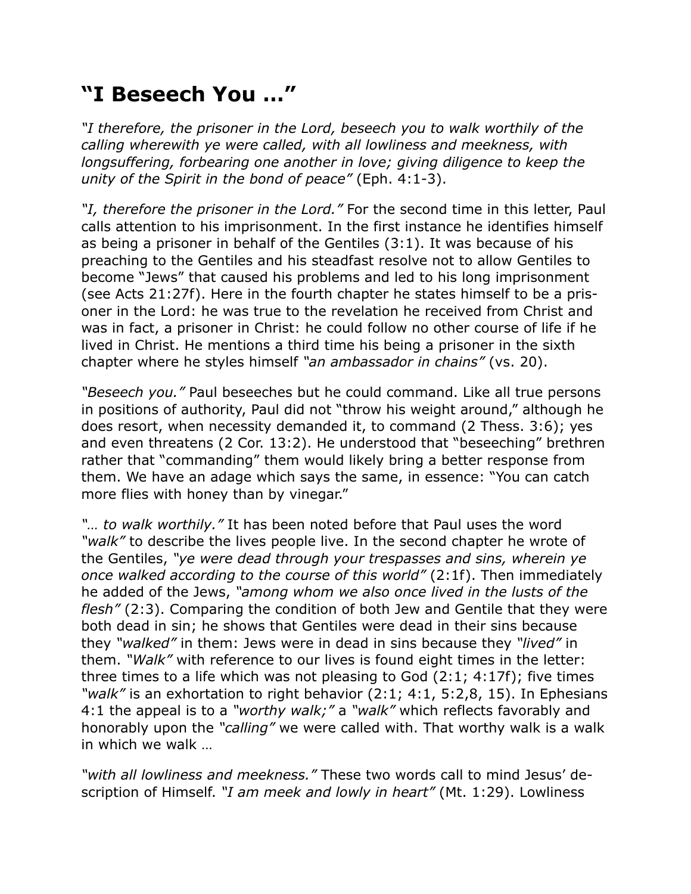# "I Beseech You …"

*"I therefore, the prisoner in the Lord, beseech you to walk worthily of the calling wherewith ye were called, with all lowliness and meekness, with longsuffering, forbearing one another in love; giving diligence to keep the unity of the Spirit in the bond of peace"* (Eph. 4:1-3).

*"I, therefore the prisoner in the Lord."* For the second time in this letter, Paul calls attention to his imprisonment. In the first instance he identifies himself as being a prisoner in behalf of the Gentiles (3:1). It was because of his preaching to the Gentiles and his steadfast resolve not to allow Gentiles to become "Jews" that caused his problems and led to his long imprisonment (see Acts 21:27f). Here in the fourth chapter he states himself to be a prisoner in the Lord: he was true to the revelation he received from Christ and was in fact, a prisoner in Christ: he could follow no other course of life if he lived in Christ. He mentions a third time his being a prisoner in the sixth chapter where he styles himself *"an ambassador in chains"* (vs. 20).

*"Beseech you."* Paul beseeches but he could command. Like all true persons in positions of authority, Paul did not "throw his weight around," although he does resort, when necessity demanded it, to command (2 Thess. 3:6); yes and even threatens (2 Cor. 13:2). He understood that "beseeching" brethren rather that "commanding" them would likely bring a better response from them. We have an adage which says the same, in essence: "You can catch more flies with honey than by vinegar."

*"… to walk worthily."* It has been noted before that Paul uses the word *"walk"* to describe the lives people live. In the second chapter he wrote of the Gentiles, *"ye were dead through your trespasses and sins, wherein ye once walked according to the course of this world"* (2:1f). Then immediately he added of the Jews, *"among whom we also once lived in the lusts of the flesh"* (2:3). Comparing the condition of both Jew and Gentile that they were both dead in sin; he shows that Gentiles were dead in their sins because they *"walked"* in them: Jews were in dead in sins because they *"lived"* in them. *"Walk"* with reference to our lives is found eight times in the letter: three times to a life which was not pleasing to God (2:1; 4:17f); five times *"walk"* is an exhortation to right behavior (2:1; 4:1, 5:2,8, 15). In Ephesians 4:1 the appeal is to a *"worthy walk;"* a *"walk"* which reflects favorably and honorably upon the *"calling"* we were called with. That worthy walk is a walk in which we walk …

*"with all lowliness and meekness."* These two words call to mind Jesus' description of Himself. *"I am meek and lowly in heart"* (Mt. 1:29). Lowliness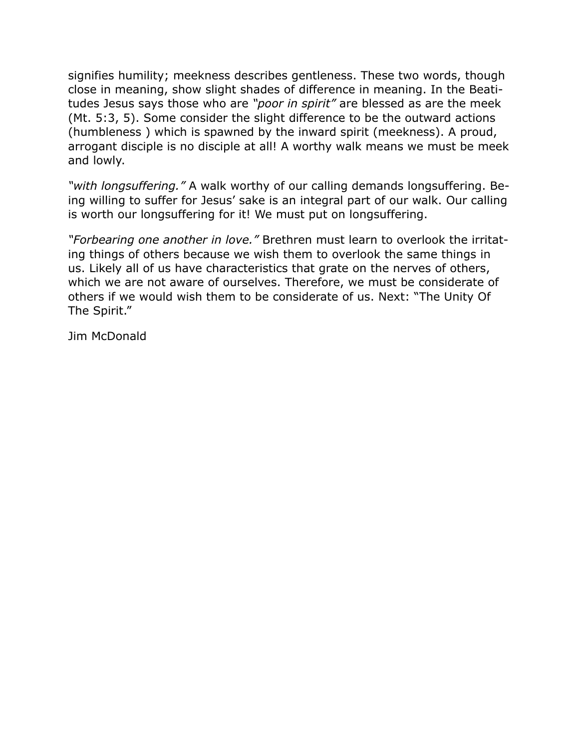signifies humility; meekness describes gentleness. These two words, though close in meaning, show slight shades of difference in meaning. In the Beatitudes Jesus says those who are *"poor in spirit"* are blessed as are the meek (Mt. 5:3, 5). Some consider the slight difference to be the outward actions (humbleness ) which is spawned by the inward spirit (meekness). A proud, arrogant disciple is no disciple at all! A worthy walk means we must be meek and lowly.

*"with longsuffering."* A walk worthy of our calling demands longsuffering. Being willing to suffer for Jesus' sake is an integral part of our walk. Our calling is worth our longsuffering for it! We must put on longsuffering.

*"Forbearing one another in love."* Brethren must learn to overlook the irritating things of others because we wish them to overlook the same things in us. Likely all of us have characteristics that grate on the nerves of others, which we are not aware of ourselves. Therefore, we must be considerate of others if we would wish them to be considerate of us. Next: "The Unity Of The Spirit."

Jim McDonald